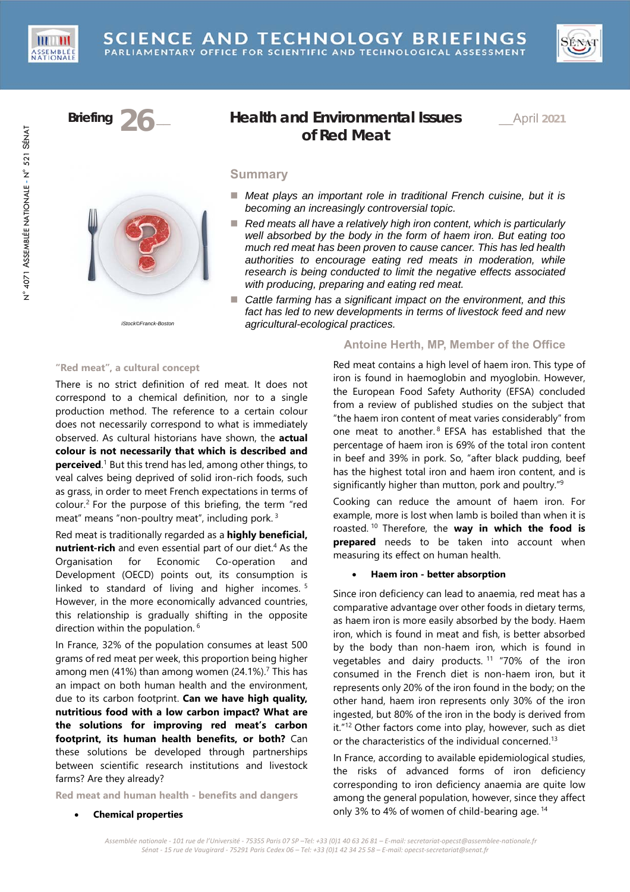SCIENCE AND TECHNOLOGY BRIEFINGS
PARLIAMENTARY OFFICE FOR SCIENTIFIC AND TECHNOLOGICAL ASSESSMENT

Briefing 26 — April 2021

# Health and Environmental Issues of Red Meat

iStock©Franck-Boston

## Summary

- *Meat plays an important role in traditional French cuisine, but it is becoming an increasingly controversial topic.*
- *Red meats all have a relatively high iron content, which is particularly well absorbed by the body in the form of haem iron. But eating too much red meat has been proven to cause cancer. This has led health authorities to encourage eating red meats in moderation, while research is being conducted to limit the negative effects associated with producing, preparing and eating red meat.*
- *Cattle farming has a significant impact on the environment, and this fact has led to new developments in terms of livestock feed and new agricultural-ecological practices.*

**Antoine Herth, MP, Member of the Office**

### "Red meat", a cultural concept

There is no strict definition of red meat. It does not correspond to a chemical definition, nor to a single production method. The reference to a certain colour does not necessarily correspond to what is immediately observed. As cultural historians have shown, the **actual colour is not necessarily that which is described and perceived**.[1] But this trend has led, among other things, to veal calves being deprived of solid iron-rich foods, such as grass, in order to meet French expectations in terms of colour.[2] For the purpose of this briefing, the term "red meat" means "non-poultry meat", including pork. [3]

Red meat is traditionally regarded as a **highly beneficial, nutrient-rich** and even essential part of our diet.[4] As the Organisation for Economic Co-operation and Development (OECD) points out, its consumption is linked to standard of living and higher incomes. [5] However, in the more economically advanced countries, this relationship is gradually shifting in the opposite direction within the population. [6]

In France, 32% of the population consumes at least 500 grams of red meat per week, this proportion being higher among men (41%) than among women (24.1%).[7] This has an impact on both human health and the environment, due to its carbon footprint. **Can we have high quality, nutritious food with a low carbon impact? What are the solutions for improving red meat's carbon footprint, its human health benefits, or both?** Can these solutions be developed through partnerships between scientific research institutions and livestock farms? Are they already?

### Red meat and human health - benefits and dangers

- **Chemical properties**

Red meat contains a high level of haem iron. This type of iron is found in haemoglobin and myoglobin. However, the European Food Safety Authority (EFSA) concluded from a review of published studies on the subject that "the haem iron content of meat varies considerably" from one meat to another.[8] EFSA has established that the percentage of haem iron is 69% of the total iron content in beef and 39% in pork. So, "after black pudding, beef has the highest total iron and haem iron content, and is significantly higher than mutton, pork and poultry."[9]

Cooking can reduce the amount of haem iron. For example, more is lost when lamb is boiled than when it is roasted. [10] Therefore, the **way in which the food is prepared** needs to be taken into account when measuring its effect on human health.

- **Haem iron - better absorption**

Since iron deficiency can lead to anaemia, red meat has a comparative advantage over other foods in dietary terms, as haem iron is more easily absorbed by the body. Haem iron, which is found in meat and fish, is better absorbed by the body than non-haem iron, which is found in vegetables and dairy products. [11] "70% of the iron consumed in the French diet is non-haem iron, but it represents only 20% of the iron found in the body; on the other hand, haem iron represents only 30% of the iron ingested, but 80% of the iron in the body is derived from it."[12] Other factors come into play, however, such as diet or the characteristics of the individual concerned.[13]

In France, according to available epidemiological studies, the risks of advanced forms of iron deficiency corresponding to iron deficiency anaemia are quite low among the general population, however, since they affect only 3% to 4% of women of child-bearing age. [14]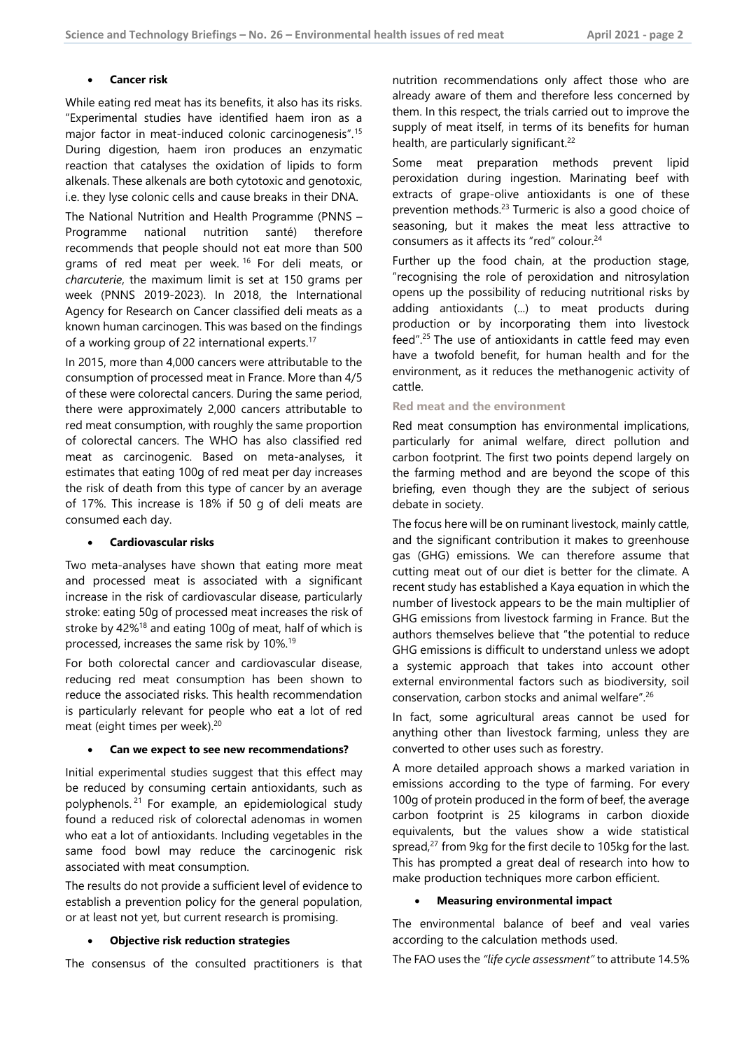- **Cancer risk**

While eating red meat has its benefits, it also has its risks. "Experimental studies have identified haem iron as a major factor in meat-induced colonic carcinogenesis".[15] During digestion, haem iron produces an enzymatic reaction that catalyses the oxidation of lipids to form alkenals. These alkenals are both cytotoxic and genotoxic, i.e. they lyse colonic cells and cause breaks in their DNA.

The National Nutrition and Health Programme (PNNS – Programme national nutrition santé) therefore recommends that people should not eat more than 500 grams of red meat per week.[16] For deli meats, or *charcuterie*, the maximum limit is set at 150 grams per week (PNNS 2019-2023). In 2018, the International Agency for Research on Cancer classified deli meats as a known human carcinogen. This was based on the findings of a working group of 22 international experts.[17]

In 2015, more than 4,000 cancers were attributable to the consumption of processed meat in France. More than 4/5 of these were colorectal cancers. During the same period, there were approximately 2,000 cancers attributable to red meat consumption, with roughly the same proportion of colorectal cancers. The WHO has also classified red meat as carcinogenic. Based on meta-analyses, it estimates that eating 100g of red meat per day increases the risk of death from this type of cancer by an average of 17%. This increase is 18% if 50 g of deli meats are consumed each day.

- **Cardiovascular risks**

Two meta-analyses have shown that eating more meat and processed meat is associated with a significant increase in the risk of cardiovascular disease, particularly stroke: eating 50g of processed meat increases the risk of stroke by 42%[18] and eating 100g of meat, half of which is processed, increases the same risk by 10%.[19]

For both colorectal cancer and cardiovascular disease, reducing red meat consumption has been shown to reduce the associated risks. This health recommendation is particularly relevant for people who eat a lot of red meat (eight times per week).[20]

- **Can we expect to see new recommendations?**

Initial experimental studies suggest that this effect may be reduced by consuming certain antioxidants, such as polyphenols.[21] For example, an epidemiological study found a reduced risk of colorectal adenomas in women who eat a lot of antioxidants. Including vegetables in the same food bowl may reduce the carcinogenic risk associated with meat consumption.

The results do not provide a sufficient level of evidence to establish a prevention policy for the general population, or at least not yet, but current research is promising.

- **Objective risk reduction strategies**

The consensus of the consulted practitioners is that nutrition recommendations only affect those who are already aware of them and therefore less concerned by them. In this respect, the trials carried out to improve the supply of meat itself, in terms of its benefits for human health, are particularly significant.[22]

Some meat preparation methods prevent lipid peroxidation during ingestion. Marinating beef with extracts of grape-olive antioxidants is one of these prevention methods.[23] Turmeric is also a good choice of seasoning, but it makes the meat less attractive to consumers as it affects its "red" colour.[24]

Further up the food chain, at the production stage, "recognising the role of peroxidation and nitrosylation opens up the possibility of reducing nutritional risks by adding antioxidants (...) to meat products during production or by incorporating them into livestock feed".[25] The use of antioxidants in cattle feed may even have a twofold benefit, for human health and for the environment, as it reduces the methanogenic activity of cattle.

## Red meat and the environment

Red meat consumption has environmental implications, particularly for animal welfare, direct pollution and carbon footprint. The first two points depend largely on the farming method and are beyond the scope of this briefing, even though they are the subject of serious debate in society.

The focus here will be on ruminant livestock, mainly cattle, and the significant contribution it makes to greenhouse gas (GHG) emissions. We can therefore assume that cutting meat out of our diet is better for the climate. A recent study has established a Kaya equation in which the number of livestock appears to be the main multiplier of GHG emissions from livestock farming in France. But the authors themselves believe that "the potential to reduce GHG emissions is difficult to understand unless we adopt a systemic approach that takes into account other external environmental factors such as biodiversity, soil conservation, carbon stocks and animal welfare".[26]

In fact, some agricultural areas cannot be used for anything other than livestock farming, unless they are converted to other uses such as forestry.

A more detailed approach shows a marked variation in emissions according to the type of farming. For every 100g of protein produced in the form of beef, the average carbon footprint is 25 kilograms in carbon dioxide equivalents, but the values show a wide statistical spread,[27] from 9kg for the first decile to 105kg for the last. This has prompted a great deal of research into how to make production techniques more carbon efficient.

- **Measuring environmental impact**

The environmental balance of beef and veal varies according to the calculation methods used.

The FAO uses the *"life cycle assessment"* to attribute 14.5%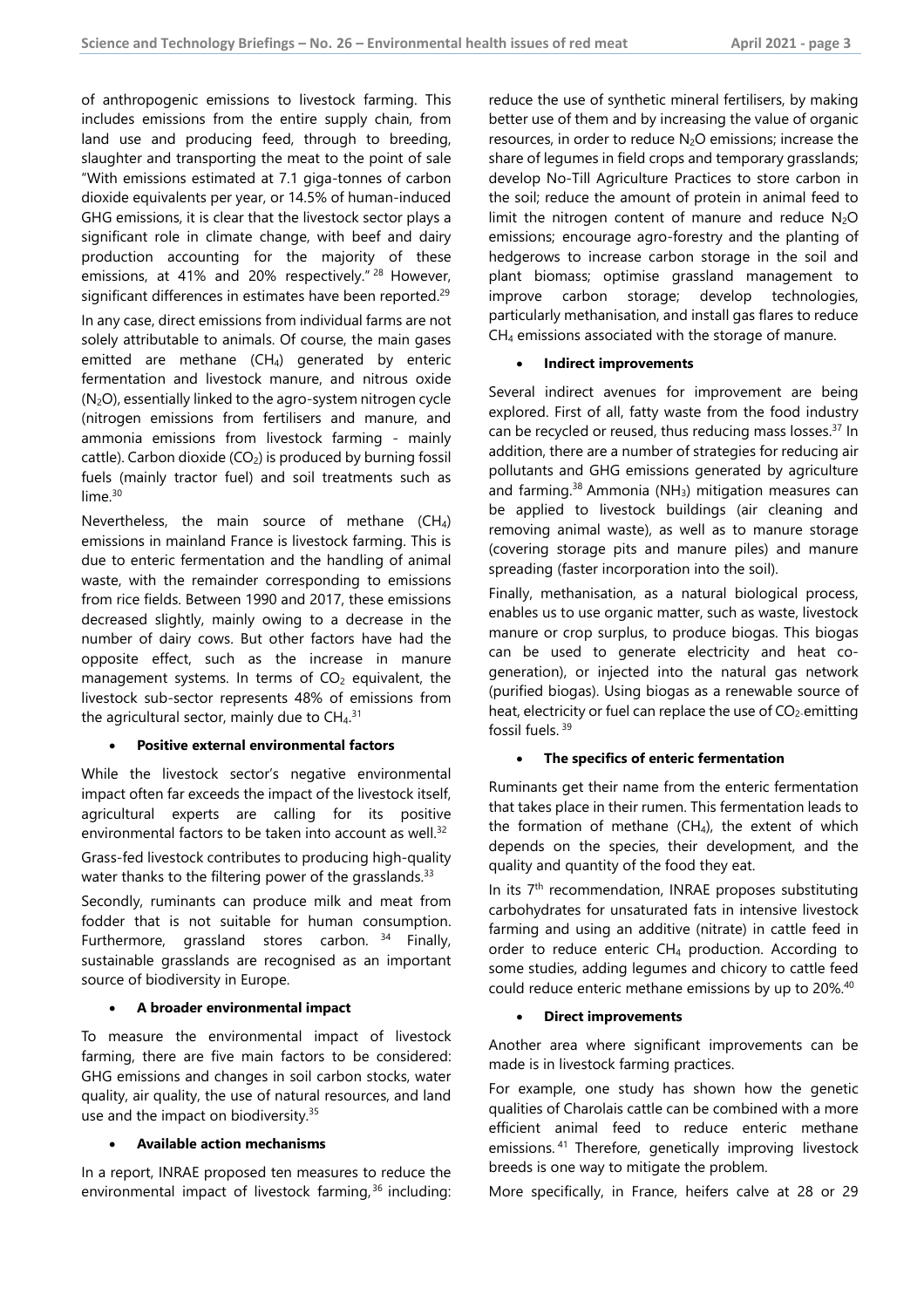of anthropogenic emissions to livestock farming. This includes emissions from the entire supply chain, from land use and producing feed, through to breeding, slaughter and transporting the meat to the point of sale "With emissions estimated at 7.1 giga-tonnes of carbon dioxide equivalents per year, or 14.5% of human-induced GHG emissions, it is clear that the livestock sector plays a significant role in climate change, with beef and dairy production accounting for the majority of these emissions, at 41% and 20% respectively." [28] However, significant differences in estimates have been reported.[29]

In any case, direct emissions from individual farms are not solely attributable to animals. Of course, the main gases emitted are methane ($CH_4$) generated by enteric fermentation and livestock manure, and nitrous oxide ($N_2O$), essentially linked to the agro-system nitrogen cycle (nitrogen emissions from fertilisers and manure, and ammonia emissions from livestock farming - mainly cattle). Carbon dioxide ($CO_2$) is produced by burning fossil fuels (mainly tractor fuel) and soil treatments such as lime.[30]

Nevertheless, the main source of methane ($CH_4$) emissions in mainland France is livestock farming. This is due to enteric fermentation and the handling of animal waste, with the remainder corresponding to emissions from rice fields. Between 1990 and 2017, these emissions decreased slightly, mainly owing to a decrease in the number of dairy cows. But other factors have had the opposite effect, such as the increase in manure management systems. In terms of $CO_2$ equivalent, the livestock sub-sector represents 48% of emissions from the agricultural sector, mainly due to $CH_4$.[31]

- **Positive external environmental factors**

While the livestock sector's negative environmental impact often far exceeds the impact of the livestock itself, agricultural experts are calling for its positive environmental factors to be taken into account as well.[32]

Grass-fed livestock contributes to producing high-quality water thanks to the filtering power of the grasslands.[33]

Secondly, ruminants can produce milk and meat from fodder that is not suitable for human consumption. Furthermore, grassland stores carbon. [34] Finally, sustainable grasslands are recognised as an important source of biodiversity in Europe.

- **A broader environmental impact**

To measure the environmental impact of livestock farming, there are five main factors to be considered: GHG emissions and changes in soil carbon stocks, water quality, air quality, the use of natural resources, and land use and the impact on biodiversity.[35]

- **Available action mechanisms**

In a report, INRAE proposed ten measures to reduce the environmental impact of livestock farming,[36] including: reduce the use of synthetic mineral fertilisers, by making better use of them and by increasing the value of organic resources, in order to reduce $N_2O$ emissions; increase the share of legumes in field crops and temporary grasslands; develop No-Till Agriculture Practices to store carbon in the soil; reduce the amount of protein in animal feed to limit the nitrogen content of manure and reduce $N_2O$ emissions; encourage agro-forestry and the planting of hedgerows to increase carbon storage in the soil and plant biomass; optimise grassland management to improve carbon storage; develop technologies, particularly methanisation, and install gas flares to reduce $CH_4$ emissions associated with the storage of manure.

- **Indirect improvements**

Several indirect avenues for improvement are being explored. First of all, fatty waste from the food industry can be recycled or reused, thus reducing mass losses.[37] In addition, there are a number of strategies for reducing air pollutants and GHG emissions generated by agriculture and farming.[38] Ammonia ($NH_3$) mitigation measures can be applied to livestock buildings (air cleaning and removing animal waste), as well as to manure storage (covering storage pits and manure piles) and manure spreading (faster incorporation into the soil).

Finally, methanisation, as a natural biological process, enables us to use organic matter, such as waste, livestock manure or crop surplus, to produce biogas. This biogas can be used to generate electricity and heat co-generation), or injected into the natural gas network (purified biogas). Using biogas as a renewable source of heat, electricity or fuel can replace the use of $CO_2$-emitting fossil fuels. [39]

- **The specifics of enteric fermentation**

Ruminants get their name from the enteric fermentation that takes place in their rumen. This fermentation leads to the formation of methane ($CH_4$), the extent of which depends on the species, their development, and the quality and quantity of the food they eat.

In its 7th recommendation, INRAE proposes substituting carbohydrates for unsaturated fats in intensive livestock farming and using an additive (nitrate) in cattle feed in order to reduce enteric $CH_4$ production. According to some studies, adding legumes and chicory to cattle feed could reduce enteric methane emissions by up to 20%.[40]

- **Direct improvements**

Another area where significant improvements can be made is in livestock farming practices.

For example, one study has shown how the genetic qualities of Charolais cattle can be combined with a more efficient animal feed to reduce enteric methane emissions. [41] Therefore, genetically improving livestock breeds is one way to mitigate the problem.

More specifically, in France, heifers calve at 28 or 29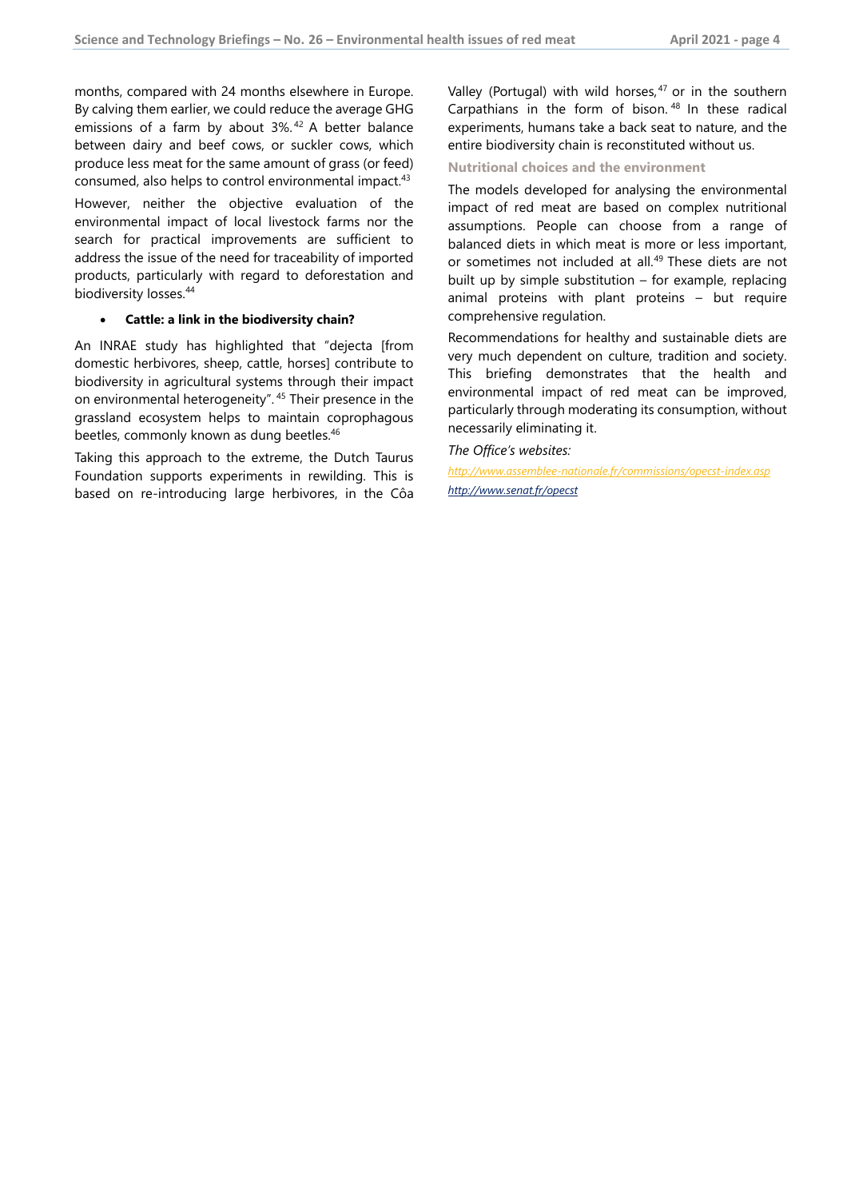months, compared with 24 months elsewhere in Europe. By calving them earlier, we could reduce the average GHG emissions of a farm by about 3%.[42] A better balance between dairy and beef cows, or suckler cows, which produce less meat for the same amount of grass (or feed) consumed, also helps to control environmental impact.[43]

However, neither the objective evaluation of the environmental impact of local livestock farms nor the search for practical improvements are sufficient to address the issue of the need for traceability of imported products, particularly with regard to deforestation and biodiversity losses.[44]

- **Cattle: a link in the biodiversity chain?**

An INRAE study has highlighted that "dejecta [from domestic herbivores, sheep, cattle, horses] contribute to biodiversity in agricultural systems through their impact on environmental heterogeneity".[45] Their presence in the grassland ecosystem helps to maintain coprophagous beetles, commonly known as dung beetles.[46]

Taking this approach to the extreme, the Dutch Taurus Foundation supports experiments in rewilding. This is based on re-introducing large herbivores, in the Côa Valley (Portugal) with wild horses,[47] or in the southern Carpathians in the form of bison.[48] In these radical experiments, humans take a back seat to nature, and the entire biodiversity chain is reconstituted without us.

### Nutritional choices and the environment

The models developed for analysing the environmental impact of red meat are based on complex nutritional assumptions. People can choose from a range of balanced diets in which meat is more or less important, or sometimes not included at all.[49] These diets are not built up by simple substitution – for example, replacing animal proteins with plant proteins – but require comprehensive regulation.

Recommendations for healthy and sustainable diets are very much dependent on culture, tradition and society. This briefing demonstrates that the health and environmental impact of red meat can be improved, particularly through moderating its consumption, without necessarily eliminating it.

*The Office's websites:*

http://www.assemblee-nationale.fr/commissions/opecst-index.asp

http://www.senat.fr/opecst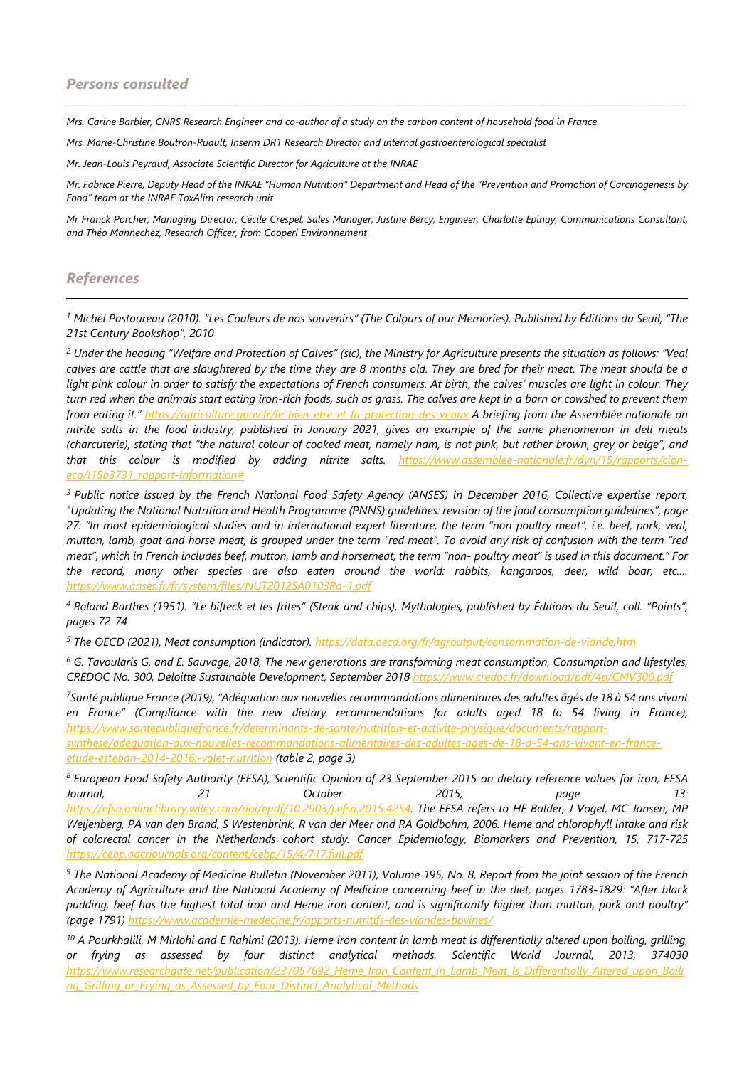## *Persons consulted*

*Mrs. Carine Barbier, CNRS Research Engineer and co-author of a study on the carbon content of household food in France*

*Mrs. Marie-Christine Boutron-Ruault, Inserm DR1 Research Director and internal gastroenterological specialist*

*Mr. Jean-Louis Peyraud, Associate Scientific Director for Agriculture at the INRAE*

*Mr. Fabrice Pierre, Deputy Head of the INRAE "Human Nutrition" Department and Head of the "Prevention and Promotion of Carcinogenesis by Food" team at the INRAE ToxAlim research unit*

*Mr Franck Porcher, Managing Director, Cécile Crespel, Sales Manager, Justine Bercy, Engineer, Charlotte Epinay, Communications Consultant, and Théo Mannechez, Research Officer, from Cooperl Environnement*

## *References*

*[1] Michel Pastoureau (2010). "Les Couleurs de nos souvenirs" (The Colours of our Memories). Published by Éditions du Seuil, "The 21st Century Bookshop", 2010*

*[2] Under the heading "Welfare and Protection of Calves" (sic), the Ministry for Agriculture presents the situation as follows: "Veal calves are cattle that are slaughtered by the time they are 8 months old. They are bred for their meat. The meat should be a light pink colour in order to satisfy the expectations of French consumers. At birth, the calves' muscles are light in colour. They turn red when the animals start eating iron-rich foods, such as grass. The calves are kept in a barn or cowshed to prevent them from eating it."* https://agriculture.gouv.fr/le-bien-etre-et-la-protection-des-veaux *A briefing from the Assemblée nationale on nitrite salts in the food industry, published in January 2021, gives an example of the same phenomenon in deli meats (charcuterie), stating that "the natural colour of cooked meat, namely ham, is not pink, but rather brown, grey or beige", and that this colour is modified by adding nitrite salts.* https://www.assemblee-nationale.fr/dyn/15/rapports/cion-eco/l15b3731_rapport-information#

*[3] Public notice issued by the French National Food Safety Agency (ANSES) in December 2016, Collective expertise report, "Updating the National Nutrition and Health Programme (PNNS) guidelines: revision of the food consumption guidelines", page 27: "In most epidemiological studies and in international expert literature, the term "non-poultry meat", i.e. beef, pork, veal, mutton, lamb, goat and horse meat, is grouped under the term "red meat". To avoid any risk of confusion with the term "red meat", which in French includes beef, mutton, lamb and horsemeat, the term "non- poultry meat" is used in this document." For the record, many other species are also eaten around the world: rabbits, kangaroos, deer, wild boar, etc....* https://www.anses.fr/fr/system/files/NUT2012SA0103Ra-1.pdf

*[4] Roland Barthes (1951). "Le bifteck et les frites" (Steak and chips), Mythologies, published by Éditions du Seuil, coll. "Points", pages 72-74*

*[5] The OECD (2021), Meat consumption (indicator).* https://data.oecd.org/fr/agroutput/consommation-de-viande.htm

*[6] G. Tavoularis G. and E. Sauvage, 2018, The new generations are transforming meat consumption, Consumption and lifestyles, CREDOC No. 300, Deloitte Sustainable Development, September 2018* https://www.credoc.fr/download/pdf/4p/CMV300.pdf

*[7]Santé publique France (2019), "Adéquation aux nouvelles recommandations alimentaires des adultes âgés de 18 à 54 ans vivant en France" (Compliance with the new dietary recommendations for adults aged 18 to 54 living in France),* https://www.santepubliquefrance.fr/determinants-de-sante/nutrition-et-activite-physique/documents/rapport-synthese/adequation-aux-nouvelles-recommandations-alimentaires-des-adultes-ages-de-18-a-54-ans-vivant-en-france-etude-esteban-2014-2016.-volet-nutrition *(table 2, page 3)*

*[8] European Food Safety Authority (EFSA), Scientific Opinion of 23 September 2015 on dietary reference values for iron, EFSA Journal, 21 October 2015, page 13:* https://efsa.onlinelibrary.wiley.com/doi/epdf/10.2903/j.efsa.2015.4254*. The EFSA refers to HF Balder, J Vogel, MC Jansen, MP Weijenberg, PA van den Brand, S Westenbrink, R van der Meer and RA Goldbohm, 2006. Heme and chlorophyll intake and risk of colorectal cancer in the Netherlands cohort study. Cancer Epidemiology, Biomarkers and Prevention, 15, 717-725* https://cebp.aacrjournals.org/content/cebp/15/4/717.full.pdf

*[9] The National Academy of Medicine Bulletin (November 2011), Volume 195, No. 8, Report from the joint session of the French Academy of Agriculture and the National Academy of Medicine concerning beef in the diet, pages 1783-1829: "After black pudding, beef has the highest total iron and Heme iron content, and is significantly higher than mutton, pork and poultry" (page 1791)* https://www.academie-medecine.fr/apports-nutritifs-des-viandes-bovines/

*[10] A Pourkhalili, M Mirlohi and E Rahimi (2013). Heme iron content in lamb meat is differentially altered upon boiling, grilling, or frying as assessed by four distinct analytical methods. Scientific World Journal, 2013, 374030* https://www.researchgate.net/publication/237057692_Heme_Iron_Content_in_Lamb_Meat_Is_Differentially_Altered_upon_Boiling_Grilling_or_Frying_as_Assessed_by_Four_Distinct_Analytical_Methods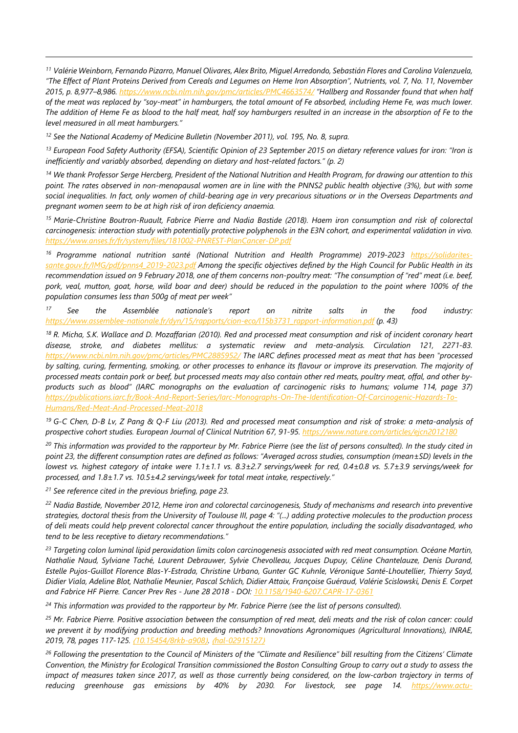[11] *Valérie Weinborn, Fernando Pizarro, Manuel Olivares, Alex Brito, Miguel Arredondo, Sebastián Flores and Carolina Valenzuela, "The Effect of Plant Proteins Derived from Cereals and Legumes on Heme Iron Absorption", Nutrients, vol. 7, No. 11, November 2015, p. 8,977–8,986. https://www.ncbi.nlm.nih.gov/pmc/articles/PMC4663574/ "Hallberg and Rossander found that when half of the meat was replaced by "soy-meat" in hamburgers, the total amount of Fe absorbed, including Heme Fe, was much lower. The addition of Heme Fe as blood to the half meat, half soy hamburgers resulted in an increase in the absorption of Fe to the level measured in all meat hamburgers."*

[12] *See the National Academy of Medicine Bulletin (November 2011), vol. 195, No. 8, supra.*

[13] *European Food Safety Authority (EFSA), Scientific Opinion of 23 September 2015 on dietary reference values for iron: "Iron is inefficiently and variably absorbed, depending on dietary and host-related factors." (p. 2)*

[14] *We thank Professor Serge Hercberg, President of the National Nutrition and Health Program, for drawing our attention to this point. The rates observed in non-menopausal women are in line with the PNNS2 public health objective (3%), but with some social inequalities. In fact, only women of child-bearing age in very precarious situations or in the Overseas Departments and pregnant women seem to be at high risk of iron deficiency anaemia.*

[15] *Marie-Christine Boutron-Ruault, Fabrice Pierre and Nadia Bastide (2018). Haem iron consumption and risk of colorectal carcinogenesis: interaction study with potentially protective polyphenols in the E3N cohort, and experimental validation in vivo. https://www.anses.fr/fr/system/files/181002-PNREST-PlanCancer-DP.pdf*

[16] *Programme national nutrition santé (National Nutrition and Health Programme) 2019-2023 https://solidarites-sante.gouv.fr/IMG/pdf/pnns4_2019-2023.pdf Among the specific objectives defined by the High Council for Public Health in its recommendation issued on 9 February 2018, one of them concerns non-poultry meat: "The consumption of "red" meat (i.e. beef, pork, veal, mutton, goat, horse, wild boar and deer) should be reduced in the population to the point where 100% of the population consumes less than 500g of meat per week"*

[17] *See the Assemblée nationale's report on nitrite salts in the food industry: https://www.assemblee-nationale.fr/dyn/15/rapports/cion-eco/l15b3731_rapport-information.pdf (p. 43)*

[18] *R. Micha, S.K. Wallace and D. Mozaffarian (2010). Red and processed meat consumption and risk of incident coronary heart disease, stroke, and diabetes mellitus: a systematic review and meta-analysis. Circulation 121, 2271-83. https://www.ncbi.nlm.nih.gov/pmc/articles/PMC2885952/ The IARC defines processed meat as meat that has been "processed by salting, curing, fermenting, smoking, or other processes to enhance its flavour or improve its preservation. The majority of processed meats contain pork or beef, but processed meats may also contain other red meats, poultry meat, offal, and other by-products such as blood" (IARC monographs on the evaluation of carcinogenic risks to humans; volume 114, page 37) https://publications.iarc.fr/Book-And-Report-Series/Iarc-Monographs-On-The-Identification-Of-Carcinogenic-Hazards-To-Humans/Red-Meat-And-Processed-Meat-2018*

[19] *G-C Chen, D-B Lv, Z Pang & Q-F Liu (2013). Red and processed meat consumption and risk of stroke: a meta-analysis of prospective cohort studies. European Journal of Clinical Nutrition 67, 91-95. https://www.nature.com/articles/ejcn2012180*

[20] *This information was provided to the rapporteur by Mr. Fabrice Pierre (see the list of persons consulted). In the study cited in point 23, the different consumption rates are defined as follows: "Averaged across studies, consumption (mean±SD) levels in the lowest vs. highest category of intake were 1.1±1.1 vs. 8.3±2.7 servings/week for red, 0.4±0.8 vs. 5.7±3.9 servings/week for processed, and 1.8±1.7 vs. 10.5±4.2 servings/week for total meat intake, respectively."*

[21] *See reference cited in the previous briefing, page 23.*

[22] *Nadia Bastide, November 2012, Heme iron and colorectal carcinogenesis, Study of mechanisms and research into preventive strategies, doctoral thesis from the University of Toulouse III, page 4: "(...) adding protective molecules to the production process of deli meats could help prevent colorectal cancer throughout the entire population, including the socially disadvantaged, who tend to be less receptive to dietary recommendations."*

[23] *Targeting colon luminal lipid peroxidation limits colon carcinogenesis associated with red meat consumption. Océane Martin, Nathalie Naud, Sylviane Taché, Laurent Debrauwer, Sylvie Chevolleau, Jacques Dupuy, Céline Chantelauze, Denis Durand, Estelle Pujos-Guillot Florence Blas-Y-Estrada, Christine Urbano, Gunter GC Kuhnle, Véronique Santé-Lhoutellier, Thierry Sayd, Didier Viala, Adeline Blot, Nathalie Meunier, Pascal Schlich, Didier Attaix, Françoise Guéraud, Valérie Scislowski, Denis E. Corpet and Fabrice HF Pierre. Cancer Prev Res - June 28 2018 - DOI: 10.1158/1940-6207.CAPR-17-0361*

[24] *This information was provided to the rapporteur by Mr. Fabrice Pierre (see the list of persons consulted).*

[25] *Mr. Fabrice Pierre. Positive association between the consumption of red meat, deli meats and the risk of colon cancer: could we prevent it by modifying production and breeding methods? Innovations Agronomiques (Agricultural Innovations), INRAE, 2019, 78, pages 117-125. (10.15454/8rkb-a908). (hal-02915127)*

[26] *Following the presentation to the Council of Ministers of the "Climate and Resilience" bill resulting from the Citizens' Climate Convention, the Ministry for Ecological Transition commissioned the Boston Consulting Group to carry out a study to assess the impact of measures taken since 2017, as well as those currently being considered, on the low-carbon trajectory in terms of reducing greenhouse gas emissions by 40% by 2030. For livestock, see page 14. https://www.actu-*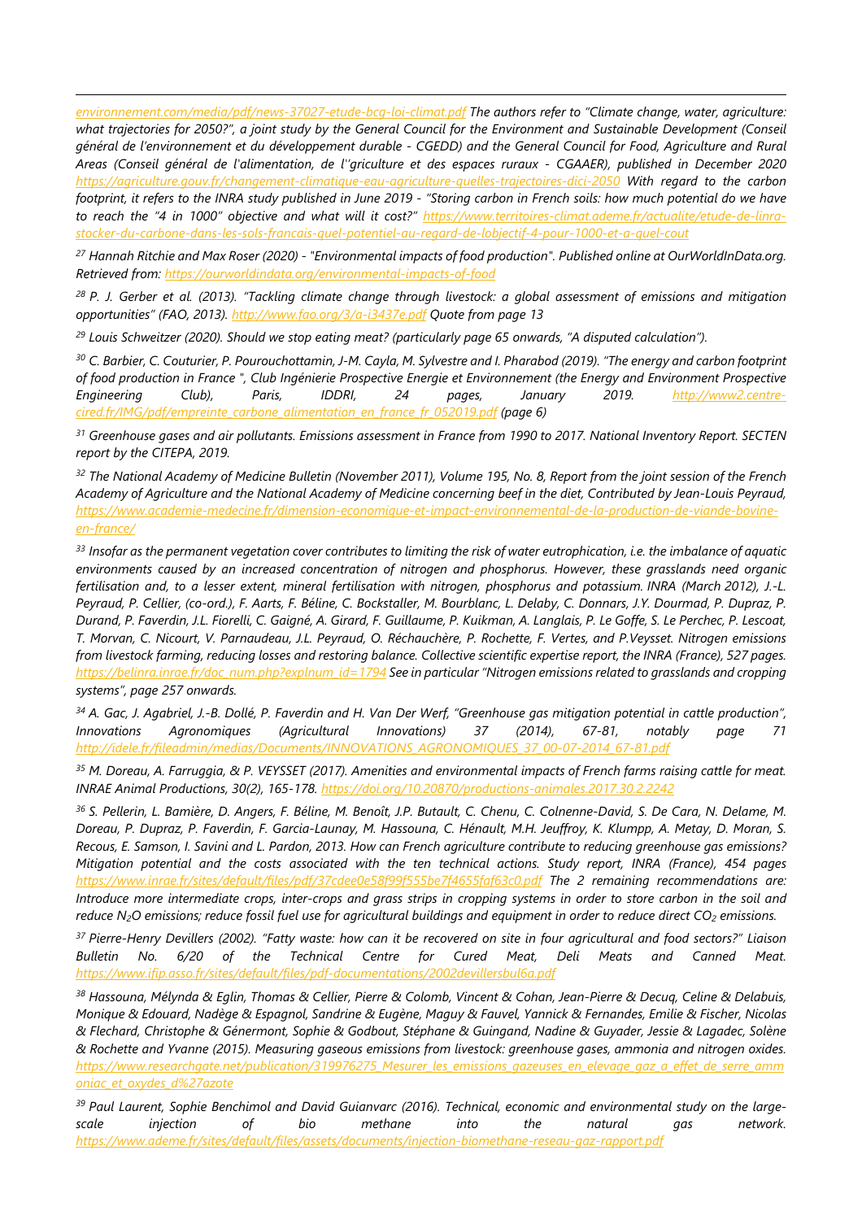*environnement.com/media/pdf/news-37027-etude-bcg-loi-climat.pdf The authors refer to "Climate change, water, agriculture: what trajectories for 2050?", a joint study by the General Council for the Environment and Sustainable Development (Conseil général de l'environnement et du développement durable - CGEDD) and the General Council for Food, Agriculture and Rural Areas (Conseil général de l'alimentation, de l''griculture et des espaces ruraux - CGAAER), published in December 2020 https://agriculture.gouv.fr/changement-climatique-eau-agriculture-quelles-trajectoires-dici-2050 With regard to the carbon footprint, it refers to the INRA study published in June 2019 - "Storing carbon in French soils: how much potential do we have to reach the "4 in 1000" objective and what will it cost?" https://www.territoires-climat.ademe.fr/actualite/etude-de-linra-stocker-du-carbone-dans-les-sols-francais-quel-potentiel-au-regard-de-lobjectif-4-pour-1000-et-a-quel-cout*

[27] *Hannah Ritchie and Max Roser (2020) - "Environmental impacts of food production". Published online at OurWorldInData.org. Retrieved from: https://ourworldindata.org/environmental-impacts-of-food*

[28] *P. J. Gerber et al. (2013). "Tackling climate change through livestock: a global assessment of emissions and mitigation opportunities" (FAO, 2013). http://www.fao.org/3/a-i3437e.pdf Quote from page 13*

[29] *Louis Schweitzer (2020). Should we stop eating meat? (particularly page 65 onwards, "A disputed calculation").*

[30] *C. Barbier, C. Couturier, P. Pourouchottamin, J-M. Cayla, M. Sylvestre and I. Pharabod (2019). "The energy and carbon footprint of food production in France ", Club Ingénierie Prospective Energie et Environnement (the Energy and Environment Prospective Engineering Club), Paris, IDDRI, 24 pages, January 2019. http://www2.centre-cired.fr/IMG/pdf/empreinte_carbone_alimentation_en_france_fr_052019.pdf (page 6)*

[31] *Greenhouse gases and air pollutants. Emissions assessment in France from 1990 to 2017. National Inventory Report. SECTEN report by the CITEPA, 2019.*

[32] *The National Academy of Medicine Bulletin (November 2011), Volume 195, No. 8, Report from the joint session of the French Academy of Agriculture and the National Academy of Medicine concerning beef in the diet, Contributed by Jean-Louis Peyraud, https://www.academie-medecine.fr/dimension-economique-et-impact-environnemental-de-la-production-de-viande-bovine-en-france/*

[33] *Insofar as the permanent vegetation cover contributes to limiting the risk of water eutrophication, i.e. the imbalance of aquatic environments caused by an increased concentration of nitrogen and phosphorus. However, these grasslands need organic fertilisation and, to a lesser extent, mineral fertilisation with nitrogen, phosphorus and potassium. INRA (March 2012), J.-L. Peyraud, P. Cellier, (co-ord.), F. Aarts, F. Béline, C. Bockstaller, M. Bourblanc, L. Delaby, C. Donnars, J.Y. Dourmad, P. Dupraz, P. Durand, P. Faverdin, J.L. Fiorelli, C. Gaigné, A. Girard, F. Guillaume, P. Kuikman, A. Langlais, P. Le Goffe, S. Le Perchec, P. Lescoat, T. Morvan, C. Nicourt, V. Parnaudeau, J.L. Peyraud, O. Réchauchère, P. Rochette, F. Vertes, and P.Veysset. Nitrogen emissions from livestock farming, reducing losses and restoring balance. Collective scientific expertise report, the INRA (France), 527 pages. https://belinra.inrae.fr/doc_num.php?explnum_id=1794 See in particular "Nitrogen emissions related to grasslands and cropping systems", page 257 onwards.*

[34] *A. Gac, J. Agabriel, J.-B. Dollé, P. Faverdin and H. Van Der Werf, "Greenhouse gas mitigation potential in cattle production", Innovations Agronomiques (Agricultural Innovations) 37 (2014), 67-81, notably page 71 http://idele.fr/fileadmin/medias/Documents/INNOVATIONS_AGRONOMIQUES_37_00-07-2014_67-81.pdf*

[35] *M. Doreau, A. Farruggia, & P. VEYSSET (2017). Amenities and environmental impacts of French farms raising cattle for meat. INRAE Animal Productions, 30(2), 165-178. https://doi.org/10.20870/productions-animales.2017.30.2.2242*

[36] *S. Pellerin, L. Bamière, D. Angers, F. Béline, M. Benoît, J.P. Butault, C. Chenu, C. Colnenne-David, S. De Cara, N. Delame, M. Doreau, P. Dupraz, P. Faverdin, F. Garcia-Launay, M. Hassouna, C. Hénault, M.H. Jeuffroy, K. Klumpp, A. Metay, D. Moran, S. Recous, E. Samson, I. Savini and L. Pardon, 2013. How can French agriculture contribute to reducing greenhouse gas emissions? Mitigation potential and the costs associated with the ten technical actions. Study report, INRA (France), 454 pages https://www.inrae.fr/sites/default/files/pdf/37cdee0e58f99f555be7f4655faf63c0.pdf The 2 remaining recommendations are: Introduce more intermediate crops, inter-crops and grass strips in cropping systems in order to store carbon in the soil and reduce $N_2O$ emissions; reduce fossil fuel use for agricultural buildings and equipment in order to reduce direct $CO_2$ emissions.*

[37] *Pierre-Henry Devillers (2002). "Fatty waste: how can it be recovered on site in four agricultural and food sectors?" Liaison Bulletin No. 6/20 of the Technical Centre for Cured Meat, Deli Meats and Canned Meat. https://www.ifip.asso.fr/sites/default/files/pdf-documentations/2002devillersbul6a.pdf*

[38] *Hassouna, Mélynda & Eglin, Thomas & Cellier, Pierre & Colomb, Vincent & Cohan, Jean-Pierre & Decuq, Celine & Delabuis, Monique & Edouard, Nadège & Espagnol, Sandrine & Eugène, Maguy & Fauvel, Yannick & Fernandes, Emilie & Fischer, Nicolas & Flechard, Christophe & Génermont, Sophie & Godbout, Stéphane & Guingand, Nadine & Guyader, Jessie & Lagadec, Solène & Rochette and Yvanne (2015). Measuring gaseous emissions from livestock: greenhouse gases, ammonia and nitrogen oxides. https://www.researchgate.net/publication/319976275_Mesurer_les_emissions_gazeuses_en_elevage_gaz_a_effet_de_serre_ammoniac_et_oxydes_d%27azote*

[39] *Paul Laurent, Sophie Benchimol and David Guianvarc (2016). Technical, economic and environmental study on the large-scale injection of bio methane into the natural gas network. https://www.ademe.fr/sites/default/files/assets/documents/injection-biomethane-reseau-gaz-rapport.pdf*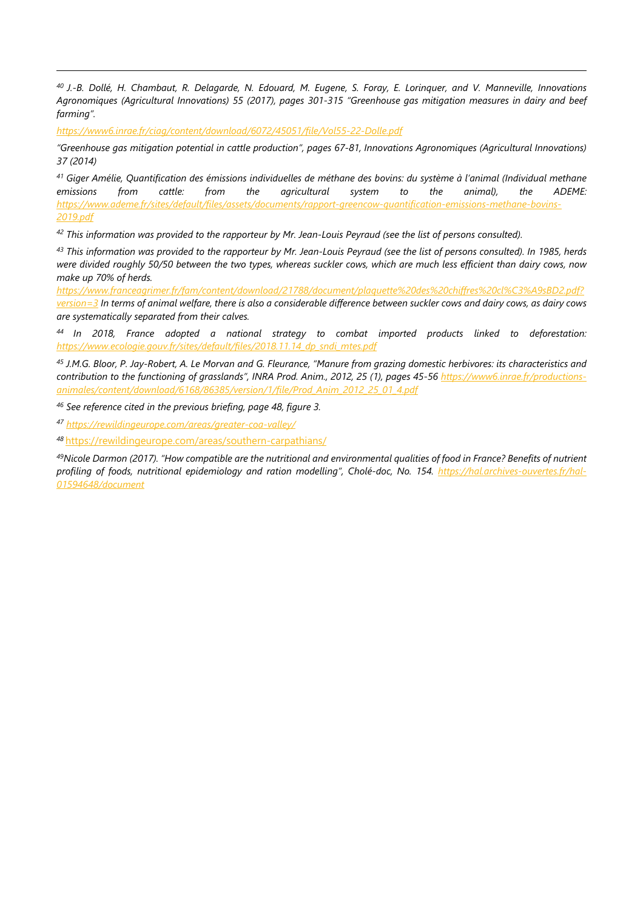[40] *J.-B. Dollé, H. Chambaut, R. Delagarde, N. Edouard, M. Eugene, S. Foray, E. Lorinquer, and V. Manneville, Innovations Agronomiques (Agricultural Innovations) 55 (2017), pages 301-315 "Greenhouse gas mitigation measures in dairy and beef farming".*

*https://www6.inrae.fr/ciag/content/download/6072/45051/file/Vol55-22-Dolle.pdf*

*"Greenhouse gas mitigation potential in cattle production", pages 67-81, Innovations Agronomiques (Agricultural Innovations) 37 (2014)*

[41] *Giger Amélie, Quantification des émissions individuelles de méthane des bovins: du système à l'animal (Individual methane emissions from cattle: from the agricultural system to the animal), the ADEME: https://www.ademe.fr/sites/default/files/assets/documents/rapport-greencow-quantification-emissions-methane-bovins-2019.pdf*

[42] *This information was provided to the rapporteur by Mr. Jean-Louis Peyraud (see the list of persons consulted).*

[43] *This information was provided to the rapporteur by Mr. Jean-Louis Peyraud (see the list of persons consulted). In 1985, herds were divided roughly 50/50 between the two types, whereas suckler cows, which are much less efficient than dairy cows, now make up 70% of herds.*

*https://www.franceagrimer.fr/fam/content/download/21788/document/plaquette%20des%20chiffres%20cl%C3%A9sBD2.pdf?version=3 In terms of animal welfare, there is also a considerable difference between suckler cows and dairy cows, as dairy cows are systematically separated from their calves.*

[44] *In 2018, France adopted a national strategy to combat imported products linked to deforestation: https://www.ecologie.gouv.fr/sites/default/files/2018.11.14_dp_sndi_mtes.pdf*

[45] *J.M.G. Bloor, P. Jay-Robert, A. Le Morvan and G. Fleurance, "Manure from grazing domestic herbivores: its characteristics and contribution to the functioning of grasslands", INRA Prod. Anim., 2012, 25 (1), pages 45-56 https://www6.inrae.fr/productions-animales/content/download/6168/86385/version/1/file/Prod_Anim_2012_25_01_4.pdf*

[46] *See reference cited in the previous briefing, page 48, figure 3.*

[47] *https://rewildingeurope.com/areas/greater-coa-valley/*

[48] https://rewildingeurope.com/areas/southern-carpathians/

[49] *Nicole Darmon (2017). "How compatible are the nutritional and environmental qualities of food in France? Benefits of nutrient profiling of foods, nutritional epidemiology and ration modelling", Cholé-doc, No. 154. https://hal.archives-ouvertes.fr/hal-01594648/document*